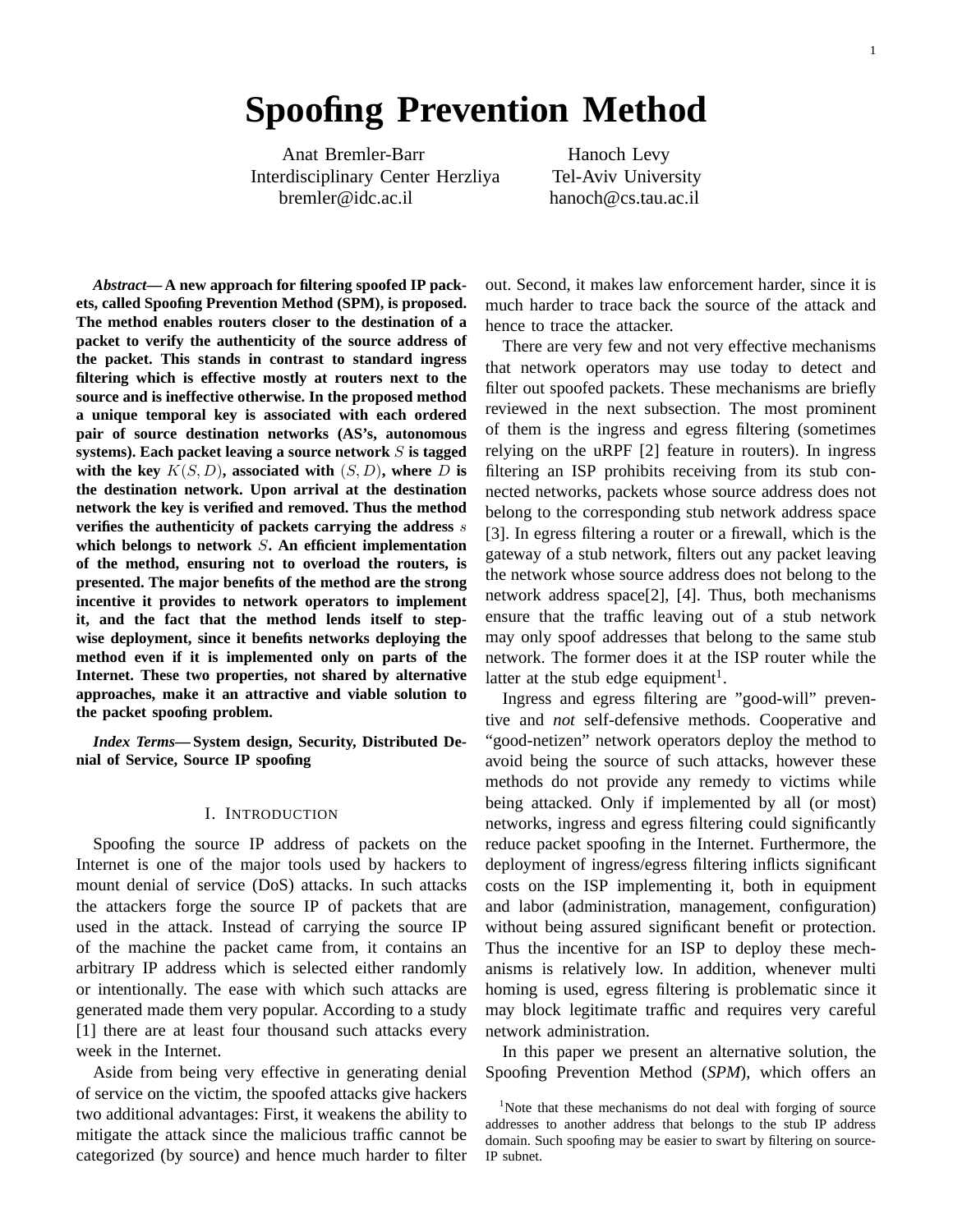# Spoofing Prevention Method

Anat Bremler-Barr
Interdisciplinary Center Herzliya
bremler@idc.ac.il

Hanoch Levy
Tel-Aviv University
hanoch@cs.tau.ac.il

***Abstract*— A new approach for filtering spoofed IP packets, called Spoofing Prevention Method (SPM), is proposed. The method enables routers closer to the destination of a packet to verify the authenticity of the source address of the packet. This stands in contrast to standard ingress filtering which is effective mostly at routers next to the source and is ineffective otherwise. In the proposed method a unique temporal key is associated with each ordered pair of source destination networks (AS's, autonomous systems). Each packet leaving a source network $S$ is tagged with the key $K(S, D)$, associated with $(S, D)$, where $D$ is the destination network. Upon arrival at the destination network the key is verified and removed. Thus the method verifies the authenticity of packets carrying the address $s$ which belongs to network $S$. An efficient implementation of the method, ensuring not to overload the routers, is presented. The major benefits of the method are the strong incentive it provides to network operators to implement it, and the fact that the method lends itself to step-wise deployment, since it benefits networks deploying the method even if it is implemented only on parts of the Internet. These two properties, not shared by alternative approaches, make it an attractive and viable solution to the packet spoofing problem.**

***Index Terms*— System design, Security, Distributed Denial of Service, Source IP spoofing**

## I. Introduction

Spoofing the source IP address of packets on the Internet is one of the major tools used by hackers to mount denial of service (DoS) attacks. In such attacks the attackers forge the source IP of packets that are used in the attack. Instead of carrying the source IP of the machine the packet came from, it contains an arbitrary IP address which is selected either randomly or intentionally. The ease with which such attacks are generated made them very popular. According to a study [1] there are at least four thousand such attacks every week in the Internet.

Aside from being very effective in generating denial of service on the victim, the spoofed attacks give hackers two additional advantages: First, it weakens the ability to mitigate the attack since the malicious traffic cannot be categorized (by source) and hence much harder to filter out. Second, it makes law enforcement harder, since it is much harder to trace back the source of the attack and hence to trace the attacker.

There are very few and not very effective mechanisms that network operators may use today to detect and filter out spoofed packets. These mechanisms are briefly reviewed in the next subsection. The most prominent of them is the ingress and egress filtering (sometimes relying on the uRPF [2] feature in routers). In ingress filtering an ISP prohibits receiving from its stub connected networks, packets whose source address does not belong to the corresponding stub network address space [3]. In egress filtering a router or a firewall, which is the gateway of a stub network, filters out any packet leaving the network whose source address does not belong to the network address space[2], [4]. Thus, both mechanisms ensure that the traffic leaving out of a stub network may only spoof addresses that belong to the same stub network. The former does it at the ISP router while the latter at the stub edge equipment[1].

Ingress and egress filtering are "good-will" preventive and *not* self-defensive methods. Cooperative and "good-netizen" network operators deploy the method to avoid being the source of such attacks, however these methods do not provide any remedy to victims while being attacked. Only if implemented by all (or most) networks, ingress and egress filtering could significantly reduce packet spoofing in the Internet. Furthermore, the deployment of ingress/egress filtering inflicts significant costs on the ISP implementing it, both in equipment and labor (administration, management, configuration) without being assured significant benefit or protection. Thus the incentive for an ISP to deploy these mechanisms is relatively low. In addition, whenever multi homing is used, egress filtering is problematic since it may block legitimate traffic and requires very careful network administration.

In this paper we present an alternative solution, the Spoofing Prevention Method (*SPM*), which offers an

[1] Note that these mechanisms do not deal with forging of source addresses to another address that belongs to the stub IP address domain. Such spoofing may be easier to swart by filtering on source-IP subnet.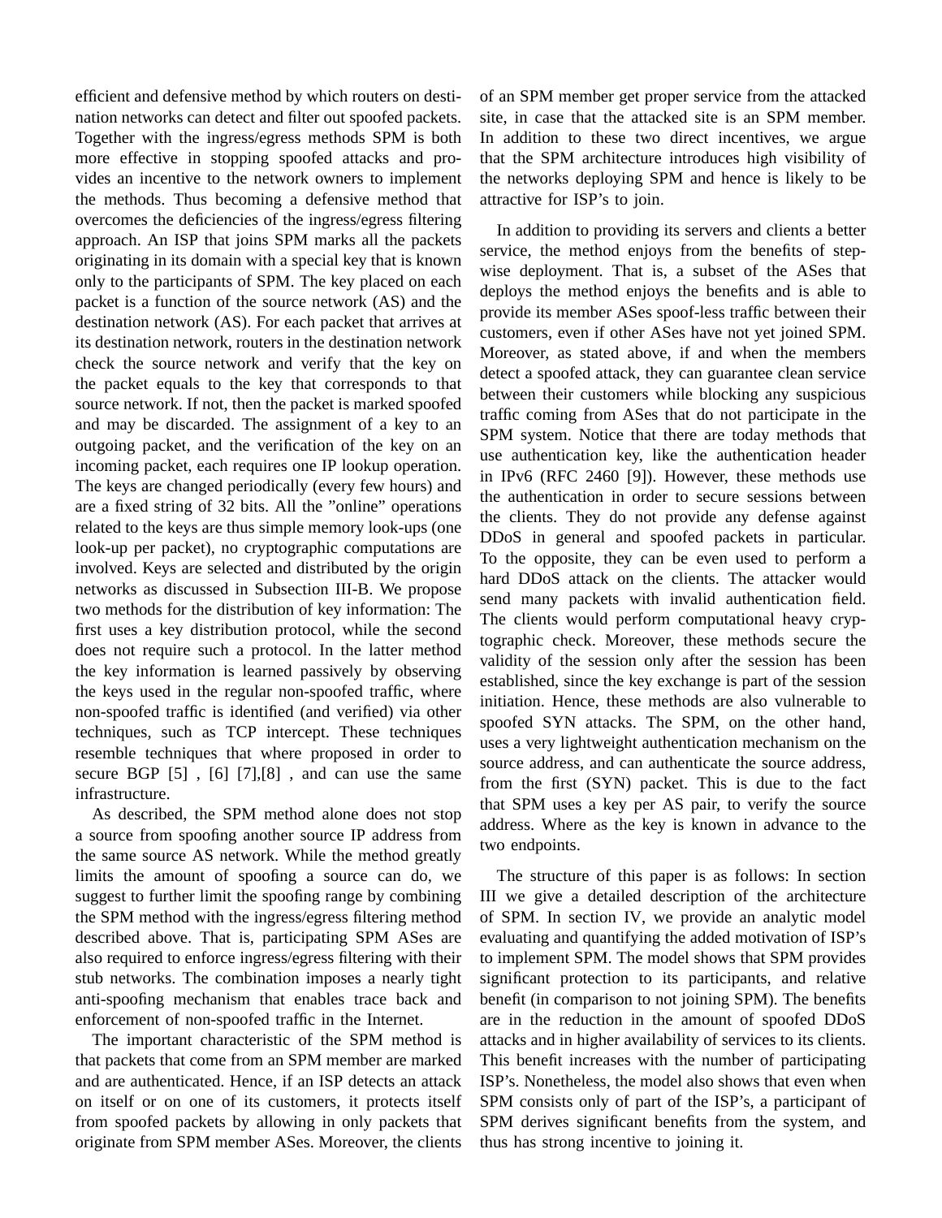efficient and defensive method by which routers on destination networks can detect and filter out spoofed packets. Together with the ingress/egress methods SPM is both more effective in stopping spoofed attacks and provides an incentive to the network owners to implement the methods. Thus becoming a defensive method that overcomes the deficiencies of the ingress/egress filtering approach. An ISP that joins SPM marks all the packets originating in its domain with a special key that is known only to the participants of SPM. The key placed on each packet is a function of the source network (AS) and the destination network (AS). For each packet that arrives at its destination network, routers in the destination network check the source network and verify that the key on the packet equals to the key that corresponds to that source network. If not, then the packet is marked spoofed and may be discarded. The assignment of a key to an outgoing packet, and the verification of the key on an incoming packet, each requires one IP lookup operation. The keys are changed periodically (every few hours) and are a fixed string of 32 bits. All the "online" operations related to the keys are thus simple memory look-ups (one look-up per packet), no cryptographic computations are involved. Keys are selected and distributed by the origin networks as discussed in Subsection III-B. We propose two methods for the distribution of key information: The first uses a key distribution protocol, while the second does not require such a protocol. In the latter method the key information is learned passively by observing the keys used in the regular non-spoofed traffic, where non-spoofed traffic is identified (and verified) via other techniques, such as TCP intercept. These techniques resemble techniques that where proposed in order to secure BGP [5] , [6] [7],[8] , and can use the same infrastructure.

As described, the SPM method alone does not stop a source from spoofing another source IP address from the same source AS network. While the method greatly limits the amount of spoofing a source can do, we suggest to further limit the spoofing range by combining the SPM method with the ingress/egress filtering method described above. That is, participating SPM ASes are also required to enforce ingress/egress filtering with their stub networks. The combination imposes a nearly tight anti-spoofing mechanism that enables trace back and enforcement of non-spoofed traffic in the Internet.

The important characteristic of the SPM method is that packets that come from an SPM member are marked and are authenticated. Hence, if an ISP detects an attack on itself or on one of its customers, it protects itself from spoofed packets by allowing in only packets that originate from SPM member ASes. Moreover, the clients of an SPM member get proper service from the attacked site, in case that the attacked site is an SPM member. In addition to these two direct incentives, we argue that the SPM architecture introduces high visibility of the networks deploying SPM and hence is likely to be attractive for ISP's to join.

In addition to providing its servers and clients a better service, the method enjoys from the benefits of stepwise deployment. That is, a subset of the ASes that deploys the method enjoys the benefits and is able to provide its member ASes spoof-less traffic between their customers, even if other ASes have not yet joined SPM. Moreover, as stated above, if and when the members detect a spoofed attack, they can guarantee clean service between their customers while blocking any suspicious traffic coming from ASes that do not participate in the SPM system. Notice that there are today methods that use authentication key, like the authentication header in IPv6 (RFC 2460 [9]). However, these methods use the authentication in order to secure sessions between the clients. They do not provide any defense against DDoS in general and spoofed packets in particular. To the opposite, they can be even used to perform a hard DDoS attack on the clients. The attacker would send many packets with invalid authentication field. The clients would perform computational heavy cryptographic check. Moreover, these methods secure the validity of the session only after the session has been established, since the key exchange is part of the session initiation. Hence, these methods are also vulnerable to spoofed SYN attacks. The SPM, on the other hand, uses a very lightweight authentication mechanism on the source address, and can authenticate the source address, from the first (SYN) packet. This is due to the fact that SPM uses a key per AS pair, to verify the source address. Where as the key is known in advance to the two endpoints.

The structure of this paper is as follows: In section III we give a detailed description of the architecture of SPM. In section IV, we provide an analytic model evaluating and quantifying the added motivation of ISP's to implement SPM. The model shows that SPM provides significant protection to its participants, and relative benefit (in comparison to not joining SPM). The benefits are in the reduction in the amount of spoofed DDoS attacks and in higher availability of services to its clients. This benefit increases with the number of participating ISP's. Nonetheless, the model also shows that even when SPM consists only of part of the ISP's, a participant of SPM derives significant benefits from the system, and thus has strong incentive to joining it.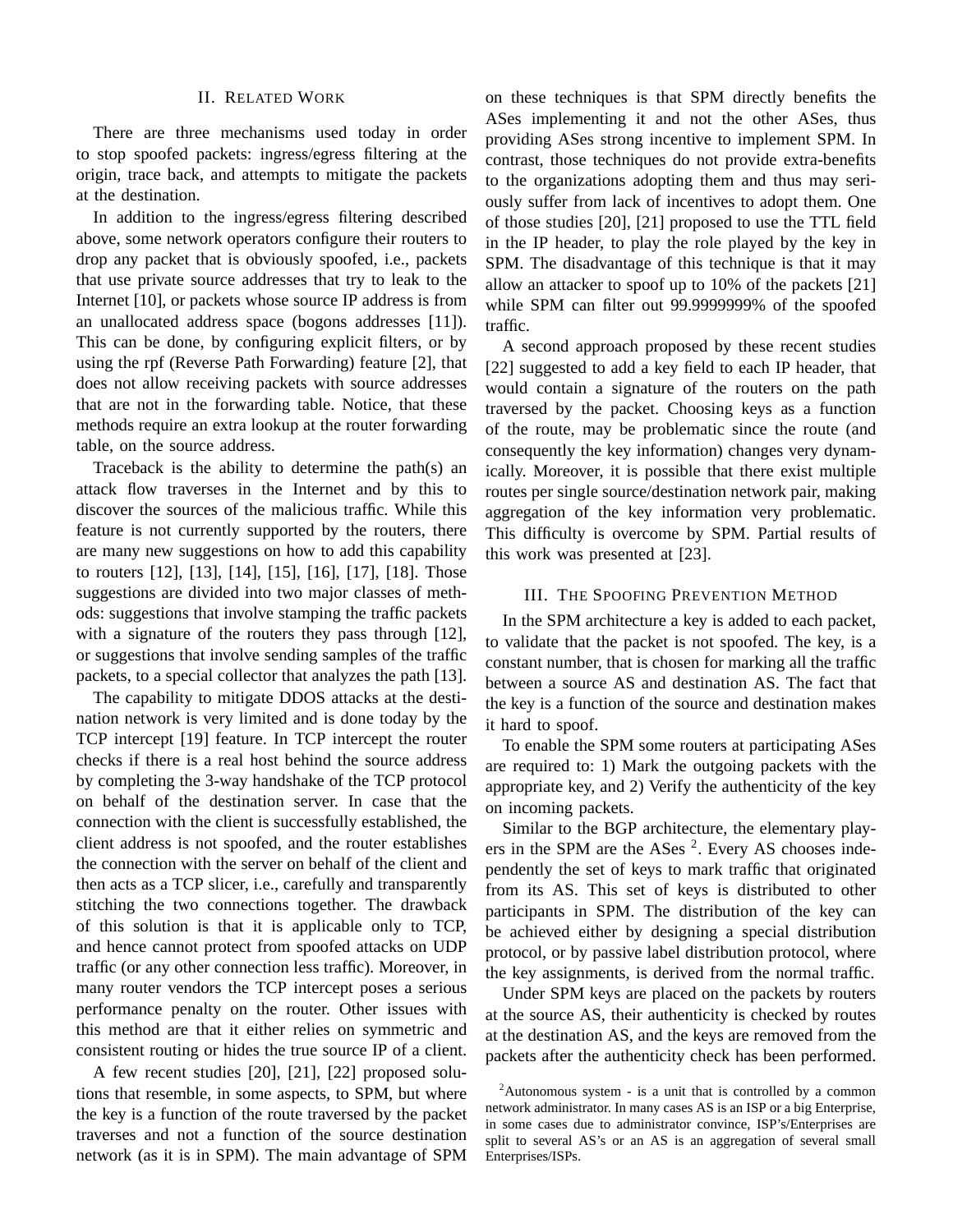## II. Related Work

There are three mechanisms used today in order to stop spoofed packets: ingress/egress filtering at the origin, trace back, and attempts to mitigate the packets at the destination.

In addition to the ingress/egress filtering described above, some network operators configure their routers to drop any packet that is obviously spoofed, i.e., packets that use private source addresses that try to leak to the Internet [10], or packets whose source IP address is from an unallocated address space (bogons addresses [11]). This can be done, by configuring explicit filters, or by using the rpf (Reverse Path Forwarding) feature [2], that does not allow receiving packets with source addresses that are not in the forwarding table. Notice, that these methods require an extra lookup at the router forwarding table, on the source address.

Traceback is the ability to determine the path(s) an attack flow traverses in the Internet and by this to discover the sources of the malicious traffic. While this feature is not currently supported by the routers, there are many new suggestions on how to add this capability to routers [12], [13], [14], [15], [16], [17], [18]. Those suggestions are divided into two major classes of methods: suggestions that involve stamping the traffic packets with a signature of the routers they pass through [12], or suggestions that involve sending samples of the traffic packets, to a special collector that analyzes the path [13].

The capability to mitigate DDOS attacks at the destination network is very limited and is done today by the TCP intercept [19] feature. In TCP intercept the router checks if there is a real host behind the source address by completing the 3-way handshake of the TCP protocol on behalf of the destination server. In case that the connection with the client is successfully established, the client address is not spoofed, and the router establishes the connection with the server on behalf of the client and then acts as a TCP slicer, i.e., carefully and transparently stitching the two connections together. The drawback of this solution is that it is applicable only to TCP, and hence cannot protect from spoofed attacks on UDP traffic (or any other connection less traffic). Moreover, in many router vendors the TCP intercept poses a serious performance penalty on the router. Other issues with this method are that it either relies on symmetric and consistent routing or hides the true source IP of a client.

A few recent studies [20], [21], [22] proposed solutions that resemble, in some aspects, to SPM, but where the key is a function of the route traversed by the packet traverses and not a function of the source destination network (as it is in SPM). The main advantage of SPM on these techniques is that SPM directly benefits the ASes implementing it and not the other ASes, thus providing ASes strong incentive to implement SPM. In contrast, those techniques do not provide extra-benefits to the organizations adopting them and thus may seriously suffer from lack of incentives to adopt them. One of those studies [20], [21] proposed to use the TTL field in the IP header, to play the role played by the key in SPM. The disadvantage of this technique is that it may allow an attacker to spoof up to 10% of the packets [21] while SPM can filter out 99.9999999% of the spoofed traffic.

A second approach proposed by these recent studies [22] suggested to add a key field to each IP header, that would contain a signature of the routers on the path traversed by the packet. Choosing keys as a function of the route, may be problematic since the route (and consequently the key information) changes very dynamically. Moreover, it is possible that there exist multiple routes per single source/destination network pair, making aggregation of the key information very problematic. This difficulty is overcome by SPM. Partial results of this work was presented at [23].

## III. The Spoofing Prevention Method

In the SPM architecture a key is added to each packet, to validate that the packet is not spoofed. The key, is a constant number, that is chosen for marking all the traffic between a source AS and destination AS. The fact that the key is a function of the source and destination makes it hard to spoof.

To enable the SPM some routers at participating ASes are required to: 1) Mark the outgoing packets with the appropriate key, and 2) Verify the authenticity of the key on incoming packets.

Similar to the BGP architecture, the elementary players in the SPM are the ASes [2]. Every AS chooses independently the set of keys to mark traffic that originated from its AS. This set of keys is distributed to other participants in SPM. The distribution of the key can be achieved either by designing a special distribution protocol, or by passive label distribution protocol, where the key assignments, is derived from the normal traffic.

Under SPM keys are placed on the packets by routers at the source AS, their authenticity is checked by routes at the destination AS, and the keys are removed from the packets after the authenticity check has been performed.

[2]Autonomous system - is a unit that is controlled by a common network administrator. In many cases AS is an ISP or a big Enterprise, in some cases due to administrator convince, ISP's/Enterprises are split to several AS's or an AS is an aggregation of several small Enterprises/ISPs.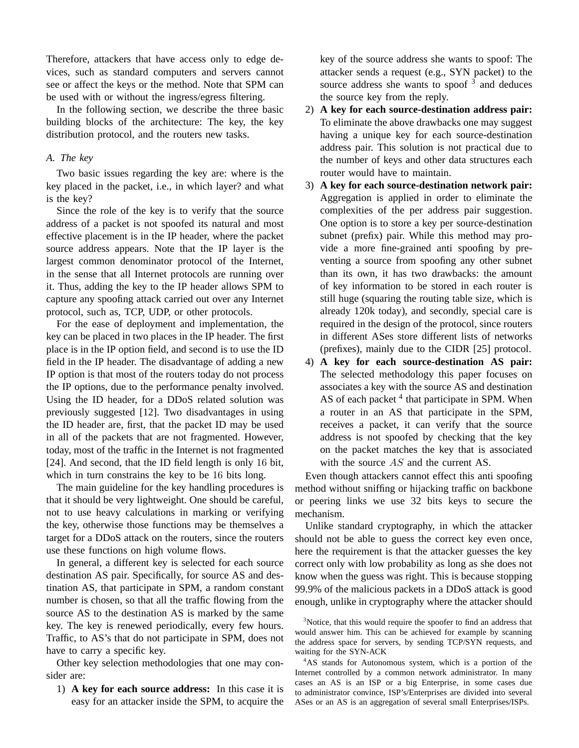Therefore, attackers that have access only to edge devices, such as standard computers and servers cannot see or affect the keys or the method. Note that SPM can be used with or without the ingress/egress filtering.

In the following section, we describe the three basic building blocks of the architecture: The key, the key distribution protocol, and the routers new tasks.

### *A. The key*

Two basic issues regarding the key are: where is the key placed in the packet, i.e., in which layer? and what is the key?

Since the role of the key is to verify that the source address of a packet is not spoofed its natural and most effective placement is in the IP header, where the packet source address appears. Note that the IP layer is the largest common denominator protocol of the Internet, in the sense that all Internet protocols are running over it. Thus, adding the key to the IP header allows SPM to capture any spoofing attack carried out over any Internet protocol, such as, TCP, UDP, or other protocols.

For the ease of deployment and implementation, the key can be placed in two places in the IP header. The first place is in the IP option field, and second is to use the ID field in the IP header. The disadvantage of adding a new IP option is that most of the routers today do not process the IP options, due to the performance penalty involved. Using the ID header, for a DDoS related solution was previously suggested [12]. Two disadvantages in using the ID header are, first, that the packet ID may be used in all of the packets that are not fragmented. However, today, most of the traffic in the Internet is not fragmented [24]. And second, that the ID field length is only 16 bit, which in turn constrains the key to be 16 bits long.

The main guideline for the key handling procedures is that it should be very lightweight. One should be careful, not to use heavy calculations in marking or verifying the key, otherwise those functions may be themselves a target for a DDoS attack on the routers, since the routers use these functions on high volume flows.

In general, a different key is selected for each source destination AS pair. Specifically, for source AS and destination AS, that participate in SPM, a random constant number is chosen, so that all the traffic flowing from the source AS to the destination AS is marked by the same key. The key is renewed periodically, every few hours. Traffic, to AS's that do not participate in SPM, does not have to carry a specific key.

Other key selection methodologies that one may consider are:

1) **A key for each source address:** In this case it is easy for an attacker inside the SPM, to acquire the key of the source address she wants to spoof: The attacker sends a request (e.g., SYN packet) to the source address she wants to spoof [3] and deduces the source key from the reply.
2) **A key for each source-destination address pair:** To eliminate the above drawbacks one may suggest having a unique key for each source-destination address pair. This solution is not practical due to the number of keys and other data structures each router would have to maintain.
3) **A key for each source-destination network pair:** Aggregation is applied in order to eliminate the complexities of the per address pair suggestion. One option is to store a key per source-destination subnet (prefix) pair. While this method may provide a more fine-grained anti spoofing by preventing a source from spoofing any other subnet than its own, it has two drawbacks: the amount of key information to be stored in each router is still huge (squaring the routing table size, which is already 120k today), and secondly, special care is required in the design of the protocol, since routers in different ASes store different lists of networks (prefixes), mainly due to the CIDR [25] protocol.
4) **A key for each source-destination AS pair:** The selected methodology this paper focuses on associates a key with the source AS and destination AS of each packet [4] that participate in SPM. When a router in an AS that participate in the SPM, receives a packet, it can verify that the source address is not spoofed by checking that the key on the packet matches the key that is associated with the source $AS$ and the current AS.

Even though attackers cannot effect this anti spoofing method without sniffing or hijacking traffic on backbone or peering links we use 32 bits keys to secure the mechanism.

Unlike standard cryptography, in which the attacker should not be able to guess the correct key even once, here the requirement is that the attacker guesses the key correct only with low probability as long as she does not know when the guess was right. This is because stopping 99.9% of the malicious packets in a DDoS attack is good enough, unlike in cryptography where the attacker should

[3]Notice, that this would require the spoofer to find an address that would answer him. This can be achieved for example by scanning the address space for servers, by sending TCP/SYN requests, and waiting for the SYN-ACK

[4]AS stands for Autonomous system, which is a portion of the Internet controlled by a common network administrator. In many cases an AS is an ISP or a big Enterprise, in some cases due to administrator convince, ISP's/Enterprises are divided into several ASes or an AS is an aggregation of several small Enterprises/ISPs.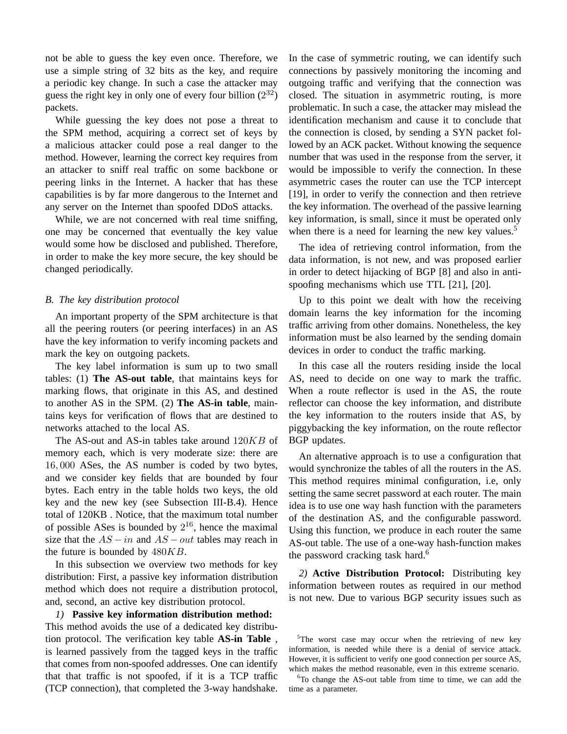not be able to guess the key even once. Therefore, we use a simple string of 32 bits as the key, and require a periodic key change. In such a case the attacker may guess the right key in only one of every four billion ($2^{32}$) packets.

While guessing the key does not pose a threat to the SPM method, acquiring a correct set of keys by a malicious attacker could pose a real danger to the method. However, learning the correct key requires from an attacker to sniff real traffic on some backbone or peering links in the Internet. A hacker that has these capabilities is by far more dangerous to the Internet and any server on the Internet than spoofed DDoS attacks.

While, we are not concerned with real time sniffing, one may be concerned that eventually the key value would some how be disclosed and published. Therefore, in order to make the key more secure, the key should be changed periodically.

### B. The key distribution protocol

An important property of the SPM architecture is that all the peering routers (or peering interfaces) in an AS have the key information to verify incoming packets and mark the key on outgoing packets.

The key label information is sum up to two small tables: (1) **The AS-out table**, that maintains keys for marking flows, that originate in this AS, and destined to another AS in the SPM. (2) **The AS-in table**, maintains keys for verification of flows that are destined to networks attached to the local AS.

The AS-out and AS-in tables take around $120KB$ of memory each, which is very moderate size: there are $16,000$ ASes, the AS number is coded by two bytes, and we consider key fields that are bounded by four bytes. Each entry in the table holds two keys, the old key and the new key (see Subsection III-B.4). Hence total of 120KB . Notice, that the maximum total number of possible ASes is bounded by $2^{16}$, hence the maximal size that the $AS-in$ and $AS-out$ tables may reach in the future is bounded by $480KB$.

In this subsection we overview two methods for key distribution: First, a passive key information distribution method which does not require a distribution protocol, and, second, an active key distribution protocol.

*1)* **Passive key information distribution method:** This method avoids the use of a dedicated key distribution protocol. The verification key table **AS-in Table** , is learned passively from the tagged keys in the traffic that comes from non-spoofed addresses. One can identify that that traffic is not spoofed, if it is a TCP traffic (TCP connection), that completed the 3-way handshake. In the case of symmetric routing, we can identify such connections by passively monitoring the incoming and outgoing traffic and verifying that the connection was closed. The situation in asymmetric routing, is more problematic. In such a case, the attacker may mislead the identification mechanism and cause it to conclude that the connection is closed, by sending a SYN packet followed by an ACK packet. Without knowing the sequence number that was used in the response from the server, it would be impossible to verify the connection. In these asymmetric cases the router can use the TCP intercept [19], in order to verify the connection and then retrieve the key information. The overhead of the passive learning key information, is small, since it must be operated only when there is a need for learning the new key values.[5]

The idea of retrieving control information, from the data information, is not new, and was proposed earlier in order to detect hijacking of BGP [8] and also in anti-spoofing mechanisms which use TTL [21], [20].

Up to this point we dealt with how the receiving domain learns the key information for the incoming traffic arriving from other domains. Nonetheless, the key information must be also learned by the sending domain devices in order to conduct the traffic marking.

In this case all the routers residing inside the local AS, need to decide on one way to mark the traffic. When a route reflector is used in the AS, the route reflector can choose the key information, and distribute the key information to the routers inside that AS, by piggybacking the key information, on the route reflector BGP updates.

An alternative approach is to use a configuration that would synchronize the tables of all the routers in the AS. This method requires minimal configuration, i.e, only setting the same secret password at each router. The main idea is to use one way hash function with the parameters of the destination AS, and the configurable password. Using this function, we produce in each router the same AS-out table. The use of a one-way hash-function makes the password cracking task hard.[6]

*2)* **Active Distribution Protocol:** Distributing key information between routes as required in our method is not new. Due to various BGP security issues such as

[5]The worst case may occur when the retrieving of new key information, is needed while there is a denial of service attack. However, it is sufficient to verify one good connection per source AS, which makes the method reasonable, even in this extreme scenario.

[6]To change the AS-out table from time to time, we can add the time as a parameter.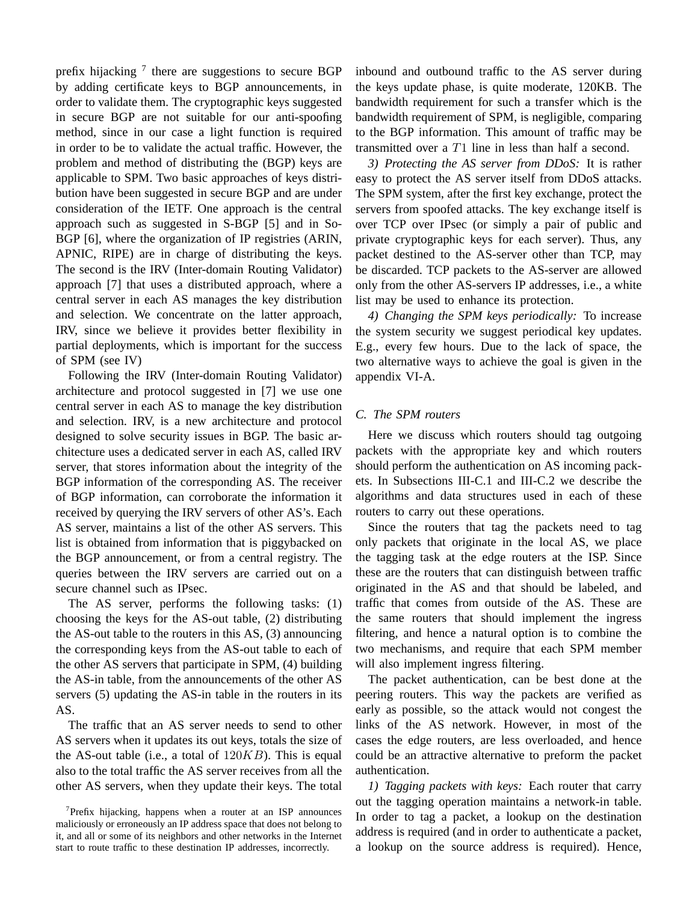prefix hijacking [7] there are suggestions to secure BGP by adding certificate keys to BGP announcements, in order to validate them. The cryptographic keys suggested in secure BGP are not suitable for our anti-spoofing method, since in our case a light function is required in order to be to validate the actual traffic. However, the problem and method of distributing the (BGP) keys are applicable to SPM. Two basic approaches of keys distribution have been suggested in secure BGP and are under consideration of the IETF. One approach is the central approach such as suggested in S-BGP [5] and in So-BGP [6], where the organization of IP registries (ARIN, APNIC, RIPE) are in charge of distributing the keys. The second is the IRV (Inter-domain Routing Validator) approach [7] that uses a distributed approach, where a central server in each AS manages the key distribution and selection. We concentrate on the latter approach, IRV, since we believe it provides better flexibility in partial deployments, which is important for the success of SPM (see IV)

Following the IRV (Inter-domain Routing Validator) architecture and protocol suggested in [7] we use one central server in each AS to manage the key distribution and selection. IRV, is a new architecture and protocol designed to solve security issues in BGP. The basic architecture uses a dedicated server in each AS, called IRV server, that stores information about the integrity of the BGP information of the corresponding AS. The receiver of BGP information, can corroborate the information it received by querying the IRV servers of other AS's. Each AS server, maintains a list of the other AS servers. This list is obtained from information that is piggybacked on the BGP announcement, or from a central registry. The queries between the IRV servers are carried out on a secure channel such as IPsec.

The AS server, performs the following tasks: (1) choosing the keys for the AS-out table, (2) distributing the AS-out table to the routers in this AS, (3) announcing the corresponding keys from the AS-out table to each of the other AS servers that participate in SPM, (4) building the AS-in table, from the announcements of the other AS servers (5) updating the AS-in table in the routers in its AS.

The traffic that an AS server needs to send to other AS servers when it updates its out keys, totals the size of the AS-out table (i.e., a total of $120KB$). This is equal also to the total traffic the AS server receives from all the other AS servers, when they update their keys. The total inbound and outbound traffic to the AS server during the keys update phase, is quite moderate, 120KB. The bandwidth requirement for such a transfer which is the bandwidth requirement of SPM, is negligible, comparing to the BGP information. This amount of traffic may be transmitted over a $T1$ line in less than half a second.

*3) Protecting the AS server from DDoS:* It is rather easy to protect the AS server itself from DDoS attacks. The SPM system, after the first key exchange, protect the servers from spoofed attacks. The key exchange itself is over TCP over IPsec (or simply a pair of public and private cryptographic keys for each server). Thus, any packet destined to the AS-server other than TCP, may be discarded. TCP packets to the AS-server are allowed only from the other AS-servers IP addresses, i.e., a white list may be used to enhance its protection.

*4) Changing the SPM keys periodically:* To increase the system security we suggest periodical key updates. E.g., every few hours. Due to the lack of space, the two alternative ways to achieve the goal is given in the appendix VI-A.

### C. The SPM routers

Here we discuss which routers should tag outgoing packets with the appropriate key and which routers should perform the authentication on AS incoming packets. In Subsections III-C.1 and III-C.2 we describe the algorithms and data structures used in each of these routers to carry out these operations.

Since the routers that tag the packets need to tag only packets that originate in the local AS, we place the tagging task at the edge routers at the ISP. Since these are the routers that can distinguish between traffic originated in the AS and that should be labeled, and traffic that comes from outside of the AS. These are the same routers that should implement the ingress filtering, and hence a natural option is to combine the two mechanisms, and require that each SPM member will also implement ingress filtering.

The packet authentication, can be best done at the peering routers. This way the packets are verified as early as possible, so the attack would not congest the links of the AS network. However, in most of the cases the edge routers, are less overloaded, and hence could be an attractive alternative to preform the packet authentication.

*1) Tagging packets with keys:* Each router that carry out the tagging operation maintains a network-in table. In order to tag a packet, a lookup on the destination address is required (and in order to authenticate a packet, a lookup on the source address is required). Hence,

[7] Prefix hijacking, happens when a router at an ISP announces maliciously or erroneously an IP address space that does not belong to it, and all or some of its neighbors and other networks in the Internet start to route traffic to these destination IP addresses, incorrectly.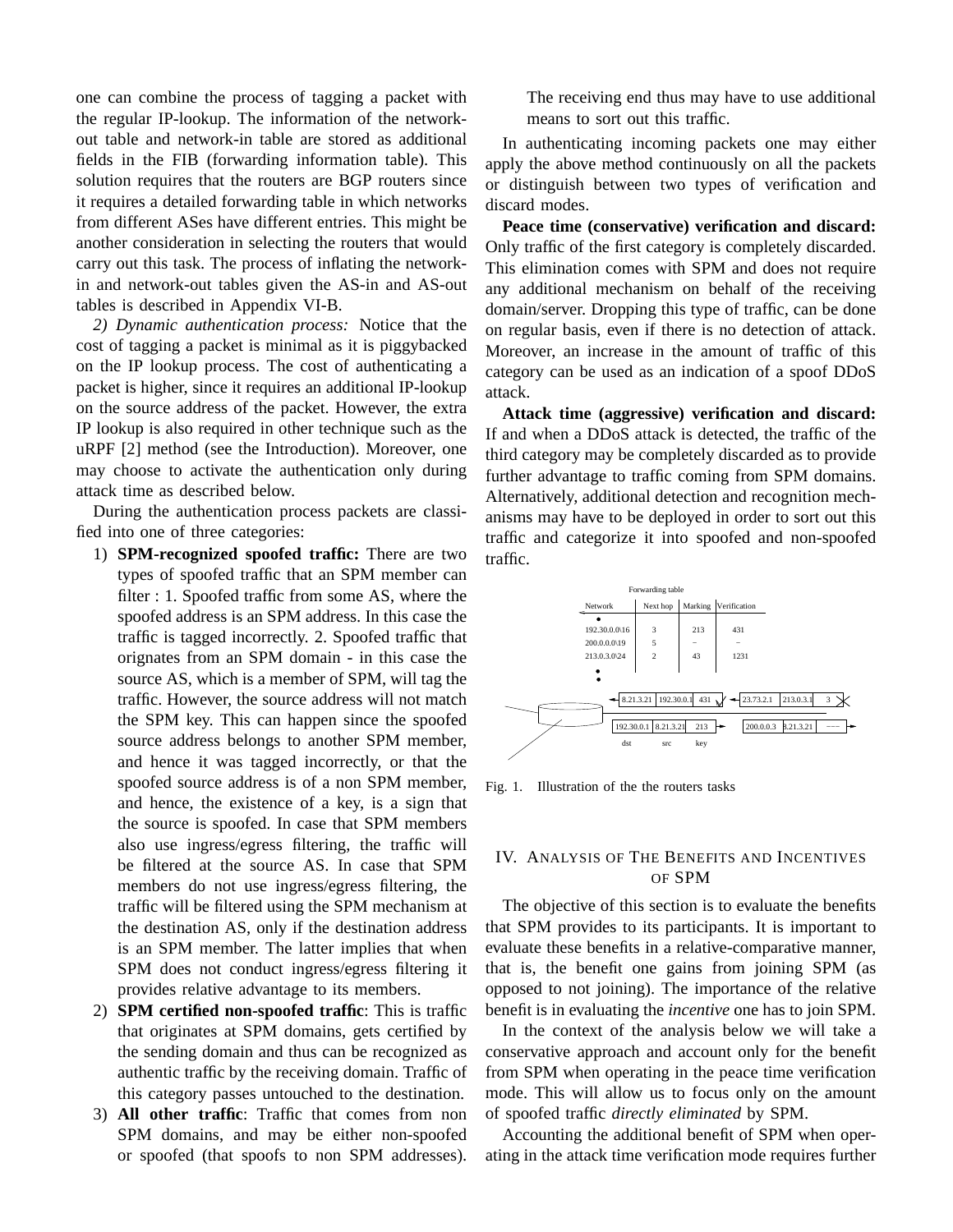one can combine the process of tagging a packet with the regular IP-lookup. The information of the network-out table and network-in table are stored as additional fields in the FIB (forwarding information table). This solution requires that the routers are BGP routers since it requires a detailed forwarding table in which networks from different ASes have different entries. This might be another consideration in selecting the routers that would carry out this task. The process of inflating the network-in and network-out tables given the AS-in and AS-out tables is described in Appendix VI-B.

*2) Dynamic authentication process:* Notice that the cost of tagging a packet is minimal as it is piggybacked on the IP lookup process. The cost of authenticating a packet is higher, since it requires an additional IP-lookup on the source address of the packet. However, the extra IP lookup is also required in other technique such as the uRPF [2] method (see the Introduction). Moreover, one may choose to activate the authentication only during attack time as described below.

During the authentication process packets are classified into one of three categories:

1) **SPM-recognized spoofed traffic:** There are two types of spoofed traffic that an SPM member can filter : 1. Spoofed traffic from some AS, where the spoofed address is an SPM address. In this case the traffic is tagged incorrectly. 2. Spoofed traffic that orignates from an SPM domain - in this case the source AS, which is a member of SPM, will tag the traffic. However, the source address will not match the SPM key. This can happen since the spoofed source address belongs to another SPM member, and hence it was tagged incorrectly, or that the spoofed source address is of a non SPM member, and hence, the existence of a key, is a sign that the source is spoofed. In case that SPM members also use ingress/egress filtering, the traffic will be filtered at the source AS. In case that SPM members do not use ingress/egress filtering, the traffic will be filtered using the SPM mechanism at the destination AS, only if the destination address is an SPM member. The latter implies that when SPM does not conduct ingress/egress filtering it provides relative advantage to its members.
2) **SPM certified non-spoofed traffic**: This is traffic that originates at SPM domains, gets certified by the sending domain and thus can be recognized as authentic traffic by the receiving domain. Traffic of this category passes untouched to the destination.
3) **All other traffic**: Traffic that comes from non SPM domains, and may be either non-spoofed or spoofed (that spoofs to non SPM addresses). The receiving end thus may have to use additional means to sort out this traffic.

In authenticating incoming packets one may either apply the above method continuously on all the packets or distinguish between two types of verification and discard modes.

**Peace time (conservative) verification and discard:** Only traffic of the first category is completely discarded. This elimination comes with SPM and does not require any additional mechanism on behalf of the receiving domain/server. Dropping this type of traffic, can be done on regular basis, even if there is no detection of attack. Moreover, an increase in the amount of traffic of this category can be used as an indication of a spoof DDoS attack.

**Attack time (aggressive) verification and discard:** If and when a DDoS attack is detected, the traffic of the third category may be completely discarded as to provide further advantage to traffic coming from SPM domains. Alternatively, additional detection and recognition mechanisms may have to be deployed in order to sort out this traffic and categorize it into spoofed and non-spoofed traffic.

Forwarding table

| Network | Next hop | Marking | Verification |
|---|---|---|---|
| 192.30.0.0\16 | 3 | 213 | 431 |
| 200.0.0.0\19 | 5 | – | – |
| 213.0.3.0\24 | 2 | 43 | 1231 |

| dst | src | key |
|---|---|---|
| 8.21.3.21 | 192.30.0.1 | 431 |
| 23.73.2.1 | 213.0.3.1 | 3 |
| 192.30.0.1 | 8.21.3.21 | 213 |
| 200.0.0.3 | 8.21.3.21 | ––– |

Fig. 1. Illustration of the the routers tasks

## IV. Analysis of The Benefits and Incentives of SPM

The objective of this section is to evaluate the benefits that SPM provides to its participants. It is important to evaluate these benefits in a relative-comparative manner, that is, the benefit one gains from joining SPM (as opposed to not joining). The importance of the relative benefit is in evaluating the *incentive* one has to join SPM.

In the context of the analysis below we will take a conservative approach and account only for the benefit from SPM when operating in the peace time verification mode. This will allow us to focus only on the amount of spoofed traffic *directly eliminated* by SPM.

Accounting the additional benefit of SPM when operating in the attack time verification mode requires further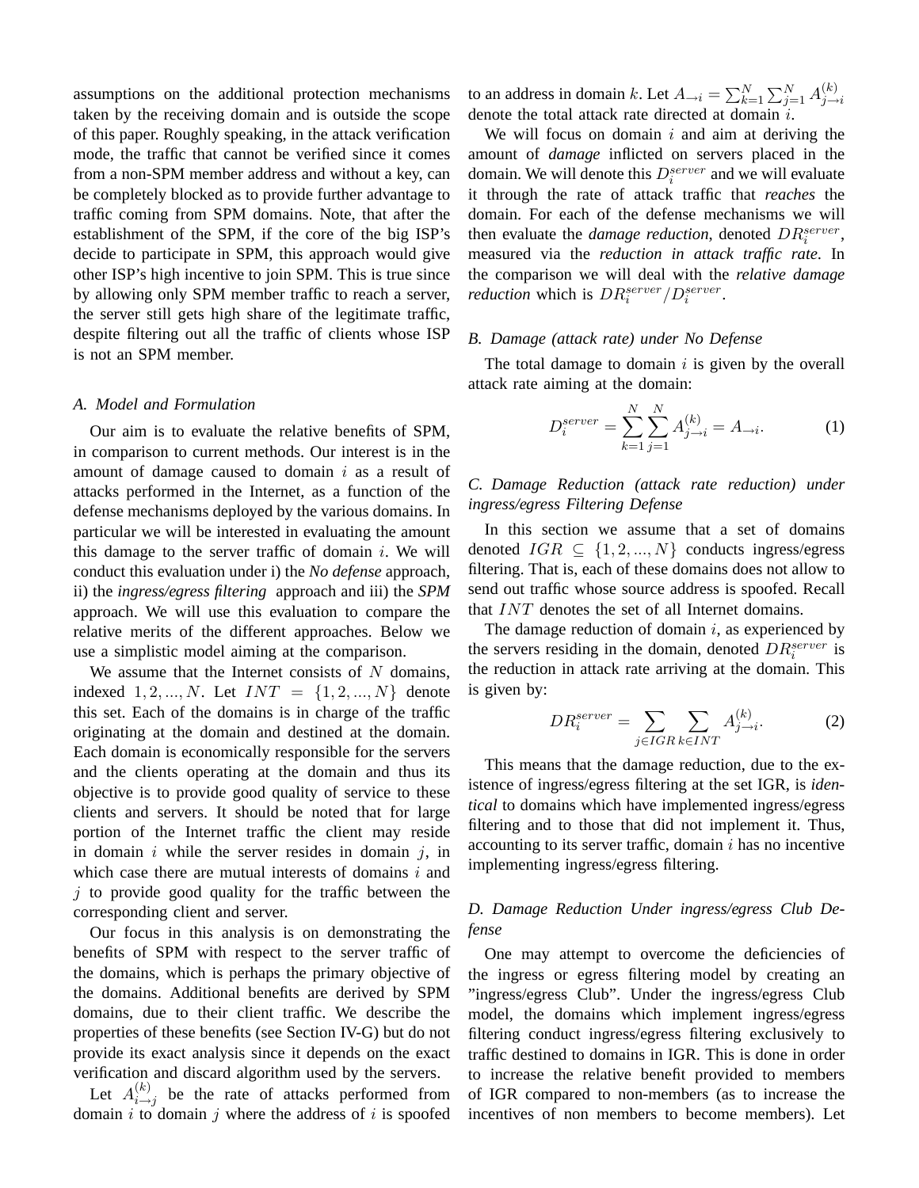assumptions on the additional protection mechanisms taken by the receiving domain and is outside the scope of this paper. Roughly speaking, in the attack verification mode, the traffic that cannot be verified since it comes from a non-SPM member address and without a key, can be completely blocked as to provide further advantage to traffic coming from SPM domains. Note, that after the establishment of the SPM, if the core of the big ISP's decide to participate in SPM, this approach would give other ISP's high incentive to join SPM. This is true since by allowing only SPM member traffic to reach a server, the server still gets high share of the legitimate traffic, despite filtering out all the traffic of clients whose ISP is not an SPM member.

### A. Model and Formulation

Our aim is to evaluate the relative benefits of SPM, in comparison to current methods. Our interest is in the amount of damage caused to domain $i$ as a result of attacks performed in the Internet, as a function of the defense mechanisms deployed by the various domains. In particular we will be interested in evaluating the amount this damage to the server traffic of domain $i$. We will conduct this evaluation under i) the *No defense* approach, ii) the *ingress/egress filtering* approach and iii) the *SPM* approach. We will use this evaluation to compare the relative merits of the different approaches. Below we use a simplistic model aiming at the comparison.

We assume that the Internet consists of $N$ domains, indexed $1, 2, ..., N$. Let $INT = \{1, 2, ..., N\}$ denote this set. Each of the domains is in charge of the traffic originating at the domain and destined at the domain. Each domain is economically responsible for the servers and the clients operating at the domain and thus its objective is to provide good quality of service to these clients and servers. It should be noted that for large portion of the Internet traffic the client may reside in domain $i$ while the server resides in domain $j$, in which case there are mutual interests of domains $i$ and $j$ to provide good quality for the traffic between the corresponding client and server.

Our focus in this analysis is on demonstrating the benefits of SPM with respect to the server traffic of the domains, which is perhaps the primary objective of the domains. Additional benefits are derived by SPM domains, due to their client traffic. We describe the properties of these benefits (see Section IV-G) but do not provide its exact analysis since it depends on the exact verification and discard algorithm used by the servers.

Let $A^{(k)}_{i \to j}$ be the rate of attacks performed from domain $i$ to domain $j$ where the address of $i$ is spoofed to an address in domain $k$. Let $A_{\to i} = \sum_{k=1}^{N} \sum_{j=1}^{N} A^{(k)}_{j \to i}$ denote the total attack rate directed at domain $i$.

We will focus on domain $i$ and aim at deriving the amount of *damage* inflicted on servers placed in the domain. We will denote this $D_i^{server}$ and we will evaluate it through the rate of attack traffic that *reaches* the domain. For each of the defense mechanisms we will then evaluate the *damage reduction*, denoted $DR_i^{server}$, measured via the *reduction in attack traffic rate*. In the comparison we will deal with the *relative damage reduction* which is $DR_i^{server}/D_i^{server}$.

### B. Damage (attack rate) under No Defense

The total damage to domain $i$ is given by the overall attack rate aiming at the domain:

$$D_i^{server} = \sum_{k=1}^{N} \sum_{j=1}^{N} A^{(k)}_{j \to i} = A_{\to i}. \tag{1}$$

### C. Damage Reduction (attack rate reduction) under ingress/egress Filtering Defense

In this section we assume that a set of domains denoted $IGR \subseteq \{1, 2, ..., N\}$ conducts ingress/egress filtering. That is, each of these domains does not allow to send out traffic whose source address is spoofed. Recall that $INT$ denotes the set of all Internet domains.

The damage reduction of domain $i$, as experienced by the servers residing in the domain, denoted $DR_i^{server}$ is the reduction in attack rate arriving at the domain. This is given by:

$$DR_i^{server} = \sum_{j \in IGR} \sum_{k \in INT} A^{(k)}_{j \to i}. \tag{2}$$

This means that the damage reduction, due to the existence of ingress/egress filtering at the set IGR, is *identical* to domains which have implemented ingress/egress filtering and to those that did not implement it. Thus, accounting to its server traffic, domain $i$ has no incentive implementing ingress/egress filtering.

### D. Damage Reduction Under ingress/egress Club Defense

One may attempt to overcome the deficiencies of the ingress or egress filtering model by creating an "ingress/egress Club". Under the ingress/egress Club model, the domains which implement ingress/egress filtering conduct ingress/egress filtering exclusively to traffic destined to domains in IGR. This is done in order to increase the relative benefit provided to members of IGR compared to non-members (as to increase the incentives of non members to become members). Let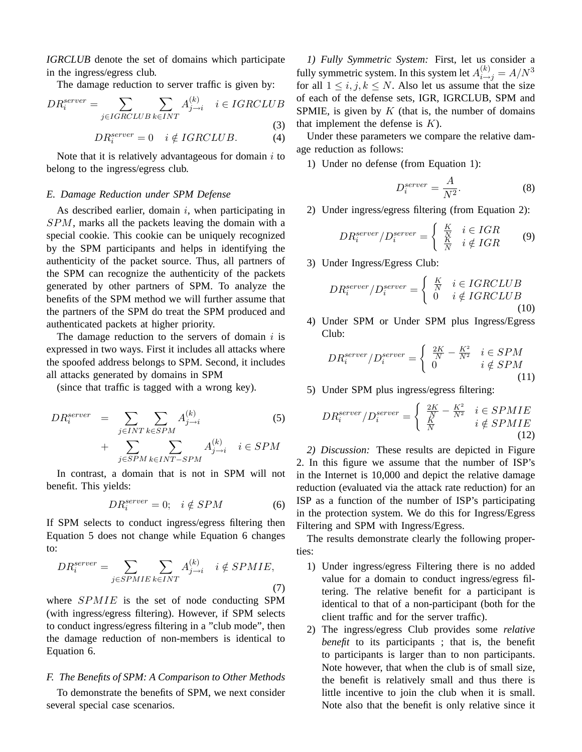*IGRCLUB* denote the set of domains which participate in the ingress/egress club.

The damage reduction to server traffic is given by:

$$DR_i^{server} = \sum_{j \in IGRCLUB} \sum_{k \in INT} A_{j \to i}^{(k)} \quad i \in IGRCLUB \tag{3}$$

$$DR_i^{server} = 0 \quad i \notin IGRCLUB. \tag{4}$$

Note that it is relatively advantageous for domain $i$ to belong to the ingress/egress club.

### E. Damage Reduction under SPM Defense

As described earlier, domain $i$, when participating in $SPM$, marks all the packets leaving the domain with a special cookie. This cookie can be uniquely recognized by the SPM participants and helps in identifying the authenticity of the packet source. Thus, all partners of the SPM can recognize the authenticity of the packets generated by other partners of SPM. To analyze the benefits of the SPM method we will further assume that the partners of the SPM do treat the SPM produced and authenticated packets at higher priority.

The damage reduction to the servers of domain $i$ is expressed in two ways. First it includes all attacks where the spoofed address belongs to SPM. Second, it includes all attacks generated by domains in SPM

(since that traffic is tagged with a wrong key).

$$\begin{aligned} DR_i^{server} &= \sum_{j \in INT} \sum_{k \in SPM} A_{j \to i}^{(k)} \\ &+ \sum_{j \in SPM} \sum_{k \in INT-SPM} A_{j \to i}^{(k)} \quad i \in SPM \end{aligned} \tag{5}$$

In contrast, a domain that is not in SPM will not benefit. This yields:

$$DR_i^{server} = 0; \quad i \notin SPM \tag{6}$$

If SPM selects to conduct ingress/egress filtering then Equation 5 does not change while Equation 6 changes to:

$$DR_i^{server} = \sum_{j \in SPMIE} \sum_{k \in INT} A_{j \to i}^{(k)} \quad i \notin SPMIE, \tag{7}$$

where $SPMIE$ is the set of node conducting SPM (with ingress/egress filtering). However, if SPM selects to conduct ingress/egress filtering in a "club mode", then the damage reduction of non-members is identical to Equation 6.

### F. The Benefits of SPM: A Comparison to Other Methods

To demonstrate the benefits of SPM, we next consider several special case scenarios.

*1) Fully Symmetric System:* First, let us consider a fully symmetric system. In this system let $A_{i \to j}^{(k)} = A/N^3$ for all $1 \leq i, j, k \leq N$. Also let us assume that the size of each of the defense sets, IGR, IGRCLUB, SPM and SPMIE, is given by $K$ (that is, the number of domains that implement the defense is $K$).

Under these parameters we compare the relative damage reduction as follows:

1) Under no defense (from Equation 1):

$$D_i^{server} = \frac{A}{N^2}. \tag{8}$$

2) Under ingress/egress filtering (from Equation 2):

$$DR_i^{server}/D_i^{server} = \begin{cases} \frac{K}{N} & i \in IGR \\ \frac{K}{N} & i \notin IGR \end{cases} \tag{9}$$

3) Under Ingress/Egress Club:

$$DR_i^{server}/D_i^{server} = \begin{cases} \frac{K}{N} & i \in IGRCLUB \\ 0 & i \notin IGRCLUB \end{cases} \tag{10}$$

4) Under SPM or Under SPM plus Ingress/Egress Club:

$$DR_i^{server}/D_i^{server} = \begin{cases} \frac{2K}{N} - \frac{K^2}{N^2} & i \in SPM \\ 0 & i \notin SPM \end{cases} \tag{11}$$

5) Under SPM plus ingress/egress filtering:

$$DR_i^{server}/D_i^{server} = \begin{cases} \frac{2K}{N} - \frac{K^2}{N^2} & i \in SPMIE \\ \frac{K}{N} & i \notin SPMIE \end{cases} \tag{12}$$

*2) Discussion:* These results are depicted in Figure 2. In this figure we assume that the number of ISP's in the Internet is 10,000 and depict the relative damage reduction (evaluated via the attack rate reduction) for an ISP as a function of the number of ISP's participating in the protection system. We do this for Ingress/Egress Filtering and SPM with Ingress/Egress.

The results demonstrate clearly the following properties:

1) Under ingress/egress Filtering there is no added value for a domain to conduct ingress/egress filtering. The relative benefit for a participant is identical to that of a non-participant (both for the client traffic and for the server traffic).
2) The ingress/egress Club provides some *relative benefit* to its participants ; that is, the benefit to participants is larger than to non participants. Note however, that when the club is of small size, the benefit is relatively small and thus there is little incentive to join the club when it is small. Note also that the benefit is only relative since it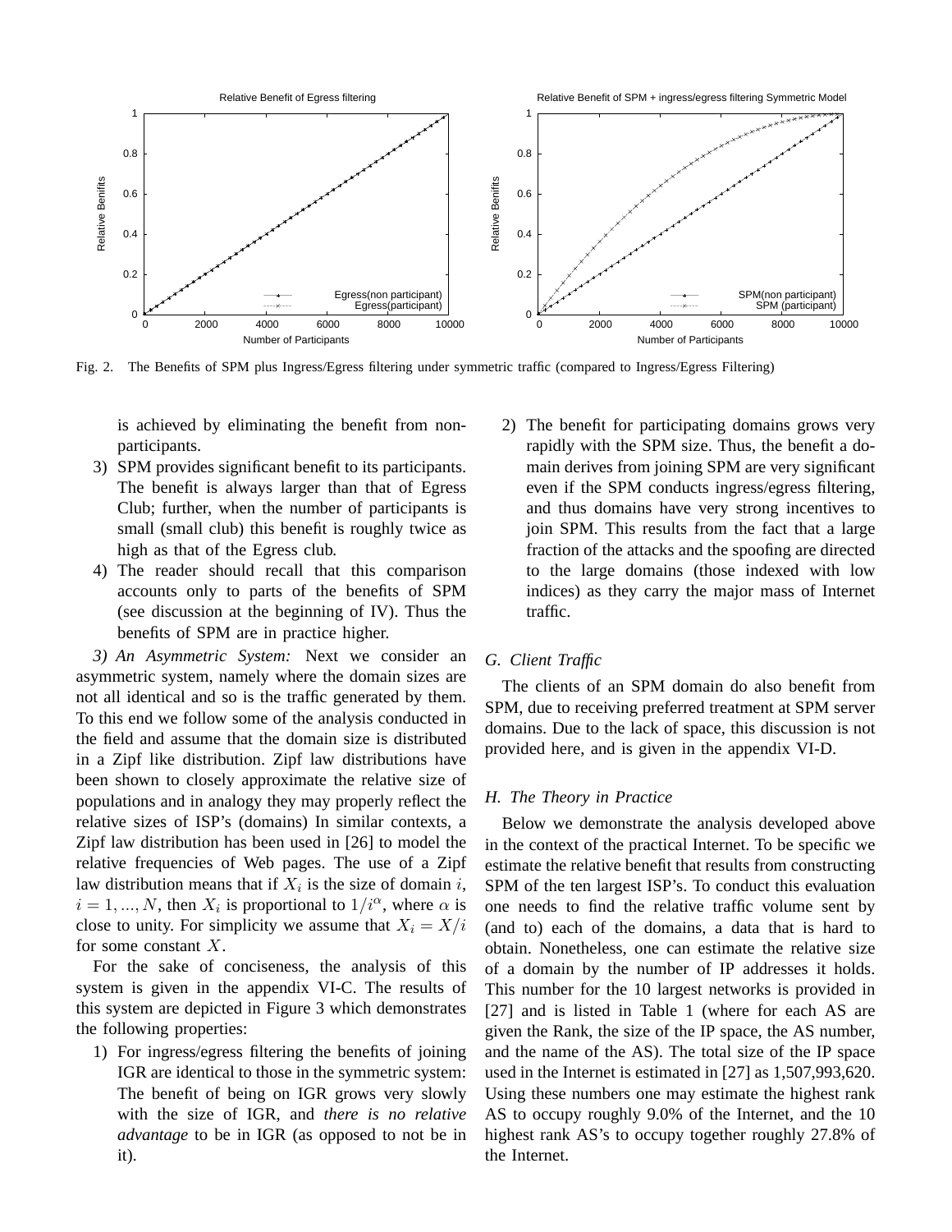Fig. 2. The Benefits of SPM plus Ingress/Egress filtering under symmetric traffic (compared to Ingress/Egress Filtering)

is achieved by eliminating the benefit from non-participants.

3) SPM provides significant benefit to its participants. The benefit is always larger than that of Egress Club; further, when the number of participants is small (small club) this benefit is roughly twice as high as that of the Egress club.
4) The reader should recall that this comparison accounts only to parts of the benefits of SPM (see discussion at the beginning of IV). Thus the benefits of SPM are in practice higher.

*3) An Asymmetric System:* Next we consider an asymmetric system, namely where the domain sizes are not all identical and so is the traffic generated by them. To this end we follow some of the analysis conducted in the field and assume that the domain size is distributed in a Zipf like distribution. Zipf law distributions have been shown to closely approximate the relative size of populations and in analogy they may properly reflect the relative sizes of ISP's (domains) In similar contexts, a Zipf law distribution has been used in [26] to model the relative frequencies of Web pages. The use of a Zipf law distribution means that if $X_i$ is the size of domain $i$, $i = 1, ..., N$, then $X_i$ is proportional to $1/i^{\alpha}$, where $\alpha$ is close to unity. For simplicity we assume that $X_i = X/i$ for some constant $X$.

For the sake of conciseness, the analysis of this system is given in the appendix VI-C. The results of this system are depicted in Figure 3 which demonstrates the following properties:

1) For ingress/egress filtering the benefits of joining IGR are identical to those in the symmetric system: The benefit of being on IGR grows very slowly with the size of IGR, and *there is no relative advantage* to be in IGR (as opposed to not be in it).
2) The benefit for participating domains grows very rapidly with the SPM size. Thus, the benefit a domain derives from joining SPM are very significant even if the SPM conducts ingress/egress filtering, and thus domains have very strong incentives to join SPM. This results from the fact that a large fraction of the attacks and the spoofing are directed to the large domains (those indexed with low indices) as they carry the major mass of Internet traffic.

### G. Client Traffic

The clients of an SPM domain do also benefit from SPM, due to receiving preferred treatment at SPM server domains. Due to the lack of space, this discussion is not provided here, and is given in the appendix VI-D.

### H. The Theory in Practice

Below we demonstrate the analysis developed above in the context of the practical Internet. To be specific we estimate the relative benefit that results from constructing SPM of the ten largest ISP's. To conduct this evaluation one needs to find the relative traffic volume sent by (and to) each of the domains, a data that is hard to obtain. Nonetheless, one can estimate the relative size of a domain by the number of IP addresses it holds. This number for the 10 largest networks is provided in [27] and is listed in Table 1 (where for each AS are given the Rank, the size of the IP space, the AS number, and the name of the AS). The total size of the IP space used in the Internet is estimated in [27] as 1,507,993,620. Using these numbers one may estimate the highest rank AS to occupy roughly 9.0% of the Internet, and the 10 highest rank AS's to occupy together roughly 27.8% of the Internet.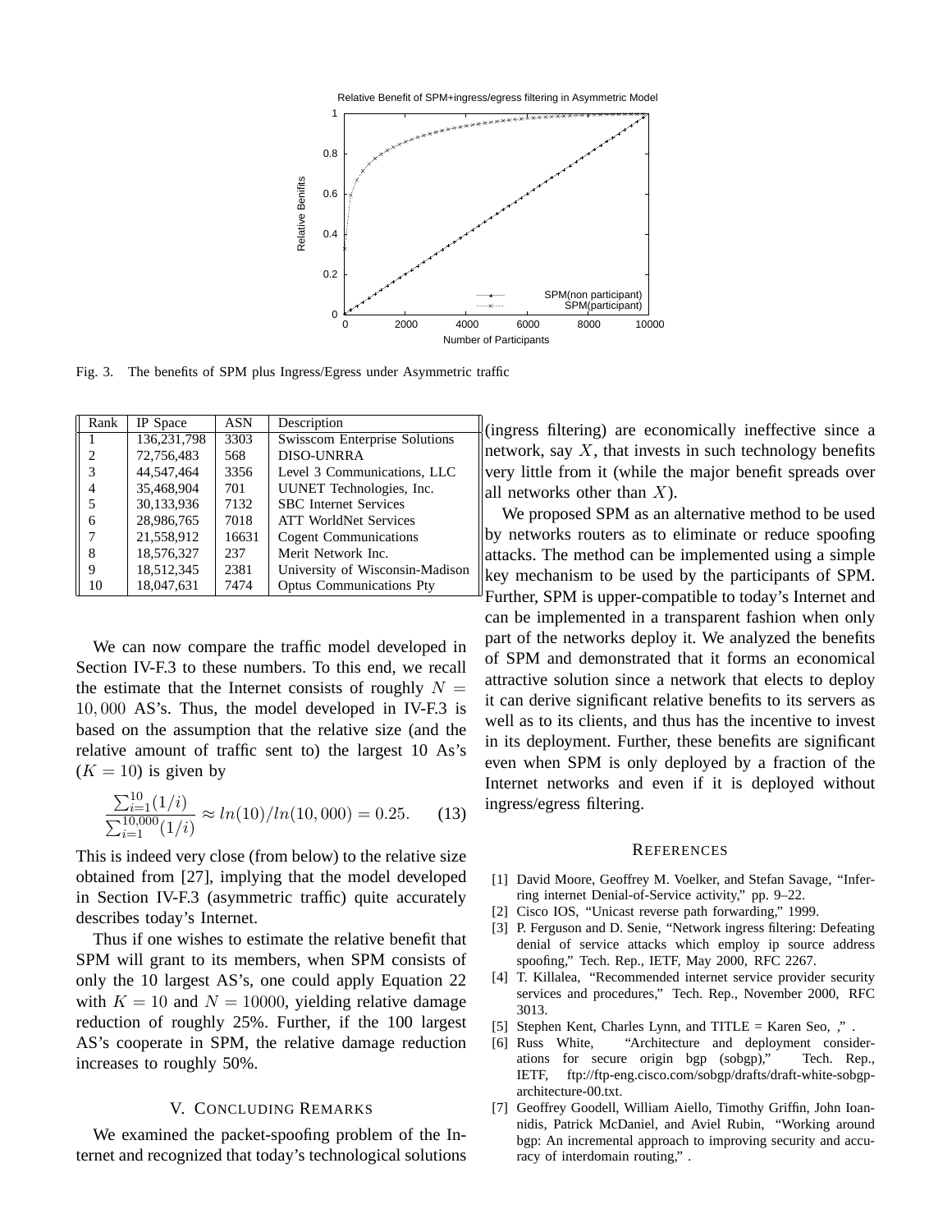Fig. 3. The benefits of SPM plus Ingress/Egress under Asymmetric traffic

| Rank | IP Space | ASN | Description |
|---|---|---|---|
| 1 | 136,231,798 | 3303 | Swisscom Enterprise Solutions |
| 2 | 72,756,483 | 568 | DISO-UNRRA |
| 3 | 44,547,464 | 3356 | Level 3 Communications, LLC |
| 4 | 35,468,904 | 701 | UUNET Technologies, Inc. |
| 5 | 30,133,936 | 7132 | SBC Internet Services |
| 6 | 28,986,765 | 7018 | ATT WorldNet Services |
| 7 | 21,558,912 | 16631 | Cogent Communications |
| 8 | 18,576,327 | 237 | Merit Network Inc. |
| 9 | 18,512,345 | 2381 | University of Wisconsin-Madison |
| 10 | 18,047,631 | 7474 | Optus Communications Pty |

We can now compare the traffic model developed in Section IV-F.3 to these numbers. To this end, we recall the estimate that the Internet consists of roughly $N = 10,000$ AS's. Thus, the model developed in IV-F.3 is based on the assumption that the relative size (and the relative amount of traffic sent to) the largest 10 As's ($K = 10$) is given by

$$\frac{\sum_{i=1}^{10}(1/i)}{\sum_{i=1}^{10,000}(1/i)} \approx ln(10)/ln(10,000) = 0.25. \quad (13)$$

This is indeed very close (from below) to the relative size obtained from [27], implying that the model developed in Section IV-F.3 (asymmetric traffic) quite accurately describes today's Internet.

Thus if one wishes to estimate the relative benefit that SPM will grant to its members, when SPM consists of only the 10 largest AS's, one could apply Equation 22 with $K = 10$ and $N = 10000$, yielding relative damage reduction of roughly 25%. Further, if the 100 largest AS's cooperate in SPM, the relative damage reduction increases to roughly 50%.

## V. Concluding Remarks

We examined the packet-spoofing problem of the Internet and recognized that today's technological solutions (ingress filtering) are economically ineffective since a network, say $X$, that invests in such technology benefits very little from it (while the major benefit spreads over all networks other than $X$).

We proposed SPM as an alternative method to be used by networks routers as to eliminate or reduce spoofing attacks. The method can be implemented using a simple key mechanism to be used by the participants of SPM. Further, SPM is upper-compatible to today's Internet and can be implemented in a transparent fashion when only part of the networks deploy it. We analyzed the benefits of SPM and demonstrated that it forms an economical attractive solution since a network that elects to deploy it can derive significant relative benefits to its servers as well as to its clients, and thus has the incentive to invest in its deployment. Further, these benefits are significant even when SPM is only deployed by a fraction of the Internet networks and even if it is deployed without ingress/egress filtering.

## References

[1] David Moore, Geoffrey M. Voelker, and Stefan Savage, "Inferring internet Denial-of-Service activity," pp. 9–22.

[2] Cisco IOS, "Unicast reverse path forwarding," 1999.

[3] P. Ferguson and D. Senie, "Network ingress filtering: Defeating denial of service attacks which employ ip source address spoofing," Tech. Rep., IETF, May 2000, RFC 2267.

[4] T. Killalea, "Recommended internet service provider security services and procedures," Tech. Rep., November 2000, RFC 3013.

[5] Stephen Kent, Charles Lynn, and TITLE = Karen Seo, ," .

[6] Russ White, "Architecture and deployment considerations for secure origin bgp (sobgp)," Tech. Rep., IETF, ftp://ftp-eng.cisco.com/sobgp/drafts/draft-white-sobgp-architecture-00.txt.

[7] Geoffrey Goodell, William Aiello, Timothy Griffin, John Ioannidis, Patrick McDaniel, and Aviel Rubin, "Working around bgp: An incremental approach to improving security and accuracy of interdomain routing," .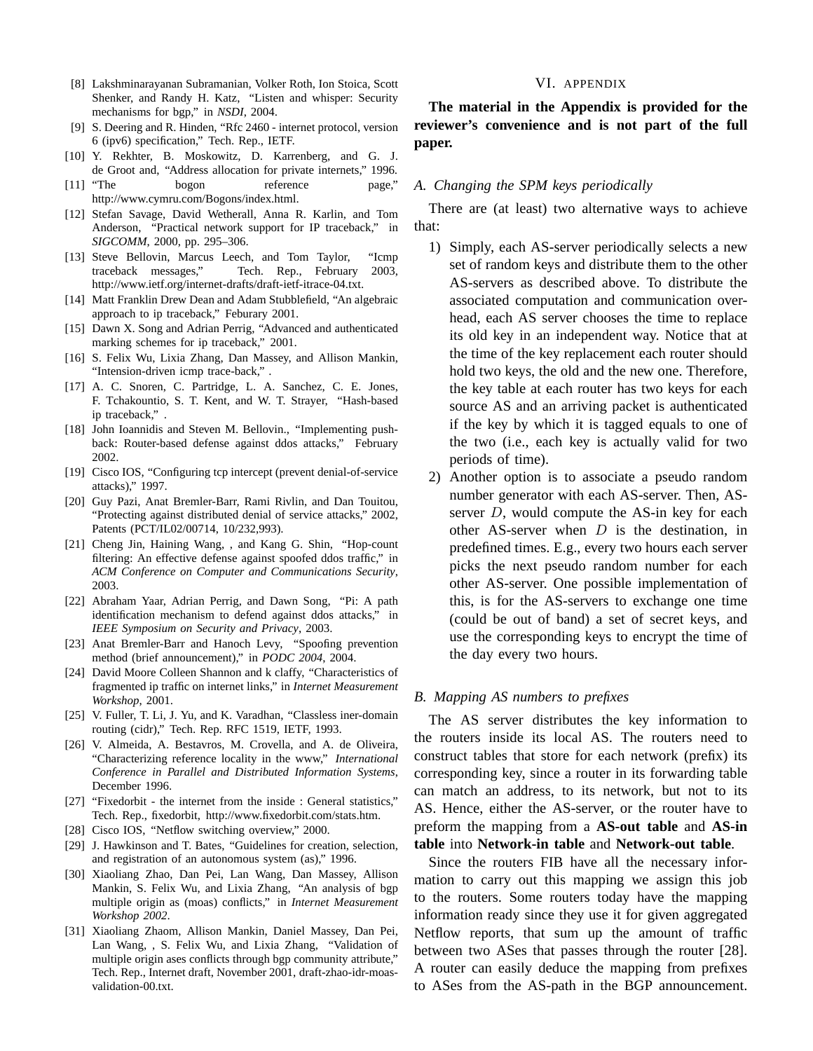[8] Lakshminarayanan Subramanian, Volker Roth, Ion Stoica, Scott Shenker, and Randy H. Katz, "Listen and whisper: Security mechanisms for bgp," in *NSDI*, 2004.

[9] S. Deering and R. Hinden, "Rfc 2460 - internet protocol, version 6 (ipv6) specification," Tech. Rep., IETF.

[10] Y. Rekhter, B. Moskowitz, D. Karrenberg, and G. J. de Groot and, "Address allocation for private internets," 1996.

[11] "The bogon reference page," http://www.cymru.com/Bogons/index.html.

[12] Stefan Savage, David Wetherall, Anna R. Karlin, and Tom Anderson, "Practical network support for IP traceback," in *SIGCOMM*, 2000, pp. 295–306.

[13] Steve Bellovin, Marcus Leech, and Tom Taylor, "Icmp traceback messages," Tech. Rep., February 2003, http://www.ietf.org/internet-drafts/draft-ietf-itrace-04.txt.

[14] Matt Franklin Drew Dean and Adam Stubblefield, "An algebraic approach to ip traceback," Feburary 2001.

[15] Dawn X. Song and Adrian Perrig, "Advanced and authenticated marking schemes for ip traceback," 2001.

[16] S. Felix Wu, Lixia Zhang, Dan Massey, and Allison Mankin, "Intension-driven icmp trace-back," .

[17] A. C. Snoren, C. Partridge, L. A. Sanchez, C. E. Jones, F. Tchakountio, S. T. Kent, and W. T. Strayer, "Hash-based ip traceback," .

[18] John Ioannidis and Steven M. Bellovin., "Implementing push-back: Router-based defense against ddos attacks," February 2002.

[19] Cisco IOS, "Configuring tcp intercept (prevent denial-of-service attacks)," 1997.

[20] Guy Pazi, Anat Bremler-Barr, Rami Rivlin, and Dan Touitou, "Protecting against distributed denial of service attacks," 2002, Patents (PCT/IL02/00714, 10/232,993).

[21] Cheng Jin, Haining Wang, , and Kang G. Shin, "Hop-count filtering: An effective defense against spoofed ddos traffic," in *ACM Conference on Computer and Communications Security*, 2003.

[22] Abraham Yaar, Adrian Perrig, and Dawn Song, "Pi: A path identification mechanism to defend against ddos attacks," in *IEEE Symposium on Security and Privacy*, 2003.

[23] Anat Bremler-Barr and Hanoch Levy, "Spoofing prevention method (brief announcement)," in *PODC 2004*, 2004.

[24] David Moore Colleen Shannon and k claffy, "Characteristics of fragmented ip traffic on internet links," in *Internet Measurement Workshop*, 2001.

[25] V. Fuller, T. Li, J. Yu, and K. Varadhan, "Classless iner-domain routing (cidr)," Tech. Rep. RFC 1519, IETF, 1993.

[26] V. Almeida, A. Bestavros, M. Crovella, and A. de Oliveira, "Characterizing reference locality in the www," *International Conference in Parallel and Distributed Information Systems*, December 1996.

[27] "Fixedorbit - the internet from the inside : General statistics," Tech. Rep., fixedorbit, http://www.fixedorbit.com/stats.htm.

[28] Cisco IOS, "Netflow switching overview," 2000.

[29] J. Hawkinson and T. Bates, "Guidelines for creation, selection, and registration of an autonomous system (as)," 1996.

[30] Xiaoliang Zhao, Dan Pei, Lan Wang, Dan Massey, Allison Mankin, S. Felix Wu, and Lixia Zhang, "An analysis of bgp multiple origin as (moas) conflicts," in *Internet Measurement Workshop 2002*.

[31] Xiaoliang Zhaom, Allison Mankin, Daniel Massey, Dan Pei, Lan Wang, , S. Felix Wu, and Lixia Zhang, "Validation of multiple origin ases conflicts through bgp community attribute," Tech. Rep., Internet draft, November 2001, draft-zhao-idr-moas-validation-00.txt.

# VI. APPENDIX

**The material in the Appendix is provided for the reviewer's convenience and is not part of the full paper.**

## A. Changing the SPM keys periodically

There are (at least) two alternative ways to achieve that:

1) Simply, each AS-server periodically selects a new set of random keys and distribute them to the other AS-servers as described above. To distribute the associated computation and communication overhead, each AS server chooses the time to replace its old key in an independent way. Notice that at the time of the key replacement each router should hold two keys, the old and the new one. Therefore, the key table at each router has two keys for each source AS and an arriving packet is authenticated if the key by which it is tagged equals to one of the two (i.e., each key is actually valid for two periods of time).

2) Another option is to associate a pseudo random number generator with each AS-server. Then, AS-server $D$, would compute the AS-in key for each other AS-server when $D$ is the destination, in predefined times. E.g., every two hours each server picks the next pseudo random number for each other AS-server. One possible implementation of this, is for the AS-servers to exchange one time (could be out of band) a set of secret keys, and use the corresponding keys to encrypt the time of the day every two hours.

## B. Mapping AS numbers to prefixes

The AS server distributes the key information to the routers inside its local AS. The routers need to construct tables that store for each network (prefix) its corresponding key, since a router in its forwarding table can match an address, to its network, but not to its AS. Hence, either the AS-server, or the router have to preform the mapping from a **AS-out table** and **AS-in table** into **Network-in table** and **Network-out table**.

Since the routers FIB have all the necessary information to carry out this mapping we assign this job to the routers. Some routers today have the mapping information ready since they use it for given aggregated Netflow reports, that sum up the amount of traffic between two ASes that passes through the router [28]. A router can easily deduce the mapping from prefixes to ASes from the AS-path in the BGP announcement.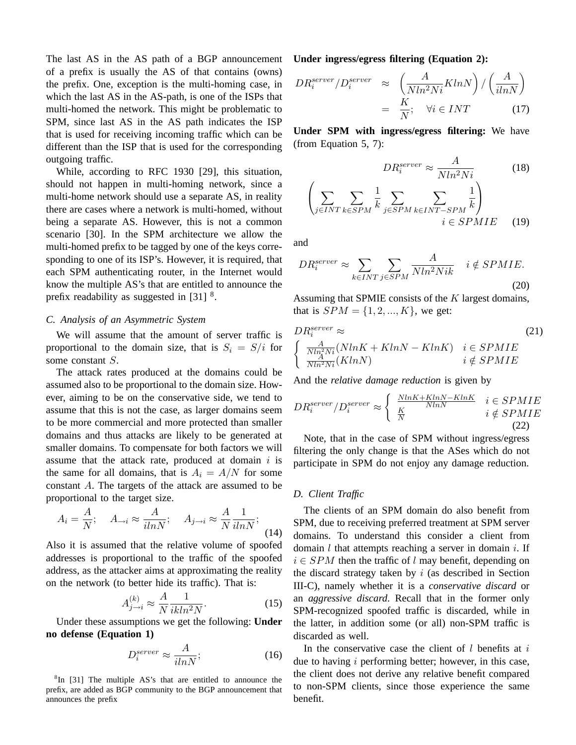The last AS in the AS path of a BGP announcement of a prefix is usually the AS of that contains (owns) the prefix. One, exception is the multi-homing case, in which the last AS in the AS-path, is one of the ISPs that multi-homed the network. This might be problematic to SPM, since last AS in the AS path indicates the ISP that is used for receiving incoming traffic which can be different than the ISP that is used for the corresponding outgoing traffic.

While, according to RFC 1930 [29], this situation, should not happen in multi-homing network, since a multi-home network should use a separate AS, in reality there are cases where a network is multi-homed, without being a separate AS. However, this is not a common scenario [30]. In the SPM architecture we allow the multi-homed prefix to be tagged by one of the keys corresponding to one of its ISP's. However, it is required, that each SPM authenticating router, in the Internet would know the multiple AS's that are entitled to announce the prefix readability as suggested in [31] [8].

### C. Analysis of an Asymmetric System

We will assume that the amount of server traffic is proportional to the domain size, that is $S_i = S/i$ for some constant $S$.

The attack rates produced at the domains could be assumed also to be proportional to the domain size. However, aiming to be on the conservative side, we tend to assume that this is not the case, as larger domains seem to be more commercial and more protected than smaller domains and thus attacks are likely to be generated at smaller domains. To compensate for both factors we will assume that the attack rate, produced at domain $i$ is the same for all domains, that is $A_i = A/N$ for some constant $A$. The targets of the attack are assumed to be proportional to the target size.

$$A_i = \frac{A}{N}; \quad A_{\to i} \approx \frac{A}{i ln N}; \quad A_{j\to i} \approx \frac{A}{N}\frac{1}{i ln N}; \tag{14}$$

Also it is assumed that the relative volume of spoofed addresses is proportional to the traffic of the spoofed address, as the attacker aims at approximating the reality on the network (to better hide its traffic). That is:

$$A^{(k)}_{j\to i} \approx \frac{A}{N}\frac{1}{ik ln^2 N}. \tag{15}$$

Under these assumptions we get the following: **Under no defense (Equation 1)**

$$D_i^{server} \approx \frac{A}{i ln N}; \tag{16}$$

[8] In [31] The multiple AS's that are entitled to announce the prefix, are added as BGP community to the BGP announcement that announces the prefix

**Under ingress/egress filtering (Equation 2):**

$$DR_i^{server}/D_i^{server} \approx \left(\frac{A}{N ln^2 N i} K ln N\right) / \left(\frac{A}{i ln N}\right) = \frac{K}{N}; \quad \forall i \in INT \tag{17}$$

**Under SPM with ingress/egress filtering:** We have (from Equation 5, 7):

$$DR_i^{server} \approx \frac{A}{N ln^2 N i} \tag{18}$$

$$\left(\sum_{j\in INT}\sum_{k\in SPM}\frac{1}{k}\sum_{j\in SPM}\sum_{k\in INT-SPM}\frac{1}{k}\right) \quad i \in SPMIE \tag{19}$$

and

$$DR_i^{server} \approx \sum_{k\in INT}\sum_{j\in SPM}\frac{A}{N ln^2 N i k} \quad i \notin SPMIE. \tag{20}$$

Assuming that SPMIE consists of the $K$ largest domains, that is $SPM = \{1, 2, ..., K\}$, we get:

$$DR_i^{server} \approx \begin{cases} \frac{A}{N ln^2 N i}(N ln K + K ln N - K ln K) & i \in SPMIE \\ \frac{A}{N ln^2 N i}(K ln N) & i \notin SPMIE \end{cases} \tag{21}$$

And the *relative damage reduction* is given by

$$DR_i^{server}/D_i^{server} \approx \begin{cases} \frac{N ln K + K ln N - K ln K}{N ln N} & i \in SPMIE \\ \frac{K}{N} & i \notin SPMIE \end{cases} \tag{22}$$

Note, that in the case of SPM without ingress/egress filtering the only change is that the ASes which do not participate in SPM do not enjoy any damage reduction.

### D. Client Traffic

The clients of an SPM domain do also benefit from SPM, due to receiving preferred treatment at SPM server domains. To understand this consider a client from domain $l$ that attempts reaching a server in domain $i$. If $i \in SPM$ then the traffic of $l$ may benefit, depending on the discard strategy taken by $i$ (as described in Section III-C), namely whether it is a *conservative discard* or an *aggressive discard*. Recall that in the former only SPM-recognized spoofed traffic is discarded, while in the latter, in addition some (or all) non-SPM traffic is discarded as well.

In the conservative case the client of $l$ benefits at $i$ due to having $i$ performing better; however, in this case, the client does not derive any relative benefit compared to non-SPM clients, since those experience the same benefit.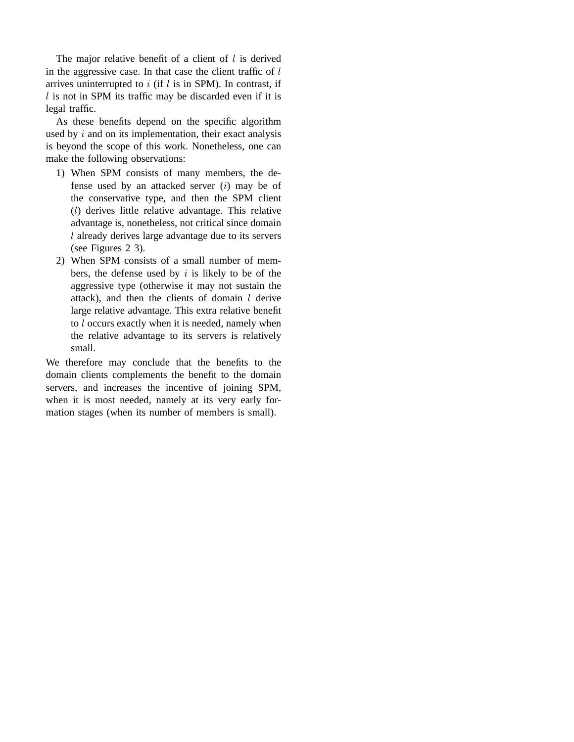The major relative benefit of a client of $l$ is derived in the aggressive case. In that case the client traffic of $l$ arrives uninterrupted to $i$ (if $l$ is in SPM). In contrast, if $l$ is not in SPM its traffic may be discarded even if it is legal traffic.

As these benefits depend on the specific algorithm used by $i$ and on its implementation, their exact analysis is beyond the scope of this work. Nonetheless, one can make the following observations:

1) When SPM consists of many members, the defense used by an attacked server ($i$) may be of the conservative type, and then the SPM client ($l$) derives little relative advantage. This relative advantage is, nonetheless, not critical since domain $l$ already derives large advantage due to its servers (see Figures 2 3).
2) When SPM consists of a small number of members, the defense used by $i$ is likely to be of the aggressive type (otherwise it may not sustain the attack), and then the clients of domain $l$ derive large relative advantage. This extra relative benefit to $l$ occurs exactly when it is needed, namely when the relative advantage to its servers is relatively small.

We therefore may conclude that the benefits to the domain clients complements the benefit to the domain servers, and increases the incentive of joining SPM, when it is most needed, namely at its very early formation stages (when its number of members is small).